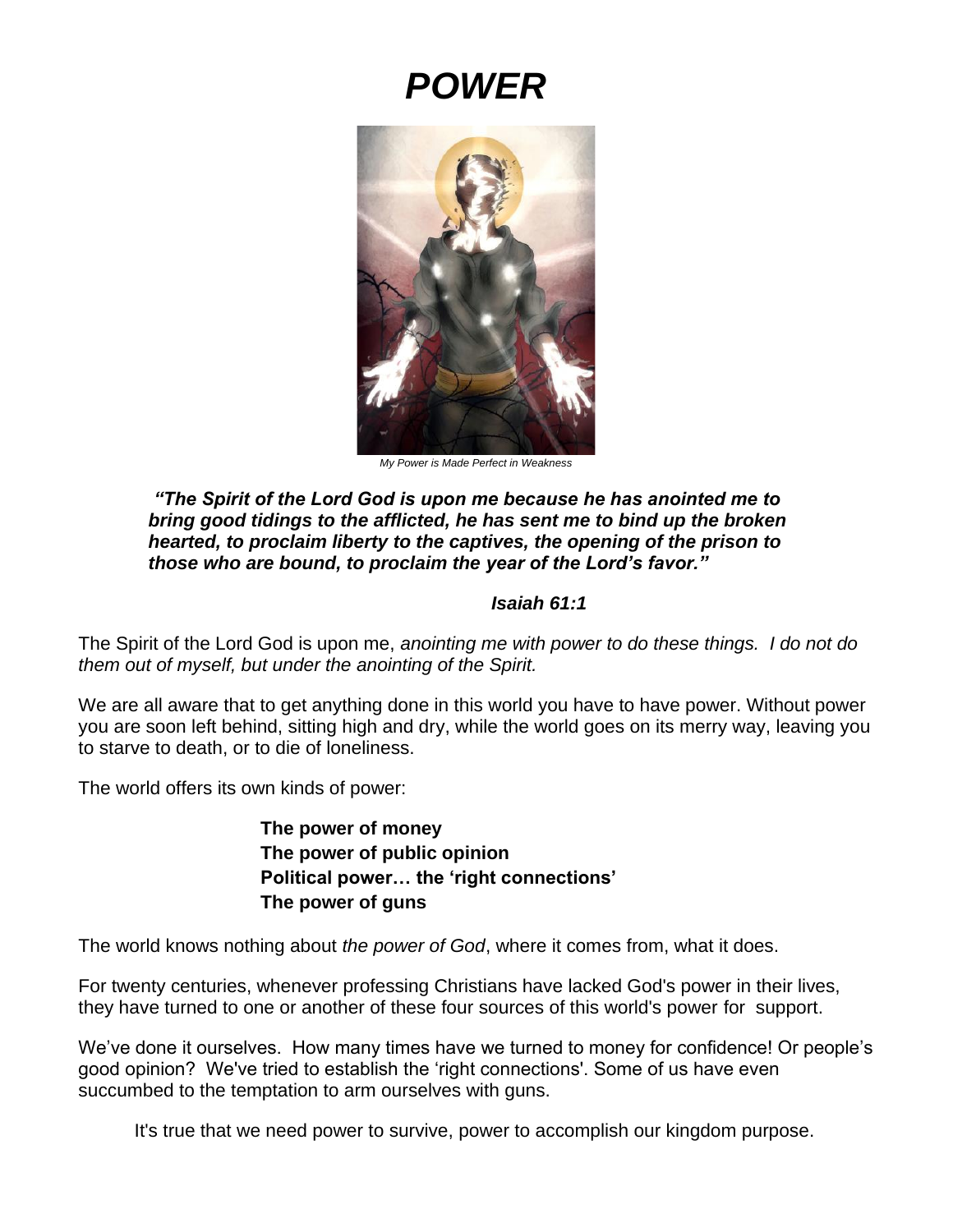# *POWER*

*My Power is Made Perfect in Weakness*

> ***"The Spirit of the Lord God is upon me because he has anointed me to bring good tidings to the afflicted, he has sent me to bind up the broken hearted, to proclaim liberty to the captives, the opening of the prison to those who are bound, to proclaim the year of the Lord's favor."***
>
> ***Isaiah 61:1***

The Spirit of the Lord God is upon me, *anointing me with power to do these things. I do not do them out of myself, but under the anointing of the Spirit.*

We are all aware that to get anything done in this world you have to have power. Without power you are soon left behind, sitting high and dry, while the world goes on its merry way, leaving you to starve to death, or to die of loneliness.

The world offers its own kinds of power:

**The power of money**
**The power of public opinion**
**Political power… the 'right connections'**
**The power of guns**

The world knows nothing about *the power of God*, where it comes from, what it does.

For twenty centuries, whenever professing Christians have lacked God's power in their lives, they have turned to one or another of these four sources of this world's power for support.

We've done it ourselves. How many times have we turned to money for confidence! Or people's good opinion? We've tried to establish the 'right connections'. Some of us have even succumbed to the temptation to arm ourselves with guns.

It's true that we need power to survive, power to accomplish our kingdom purpose.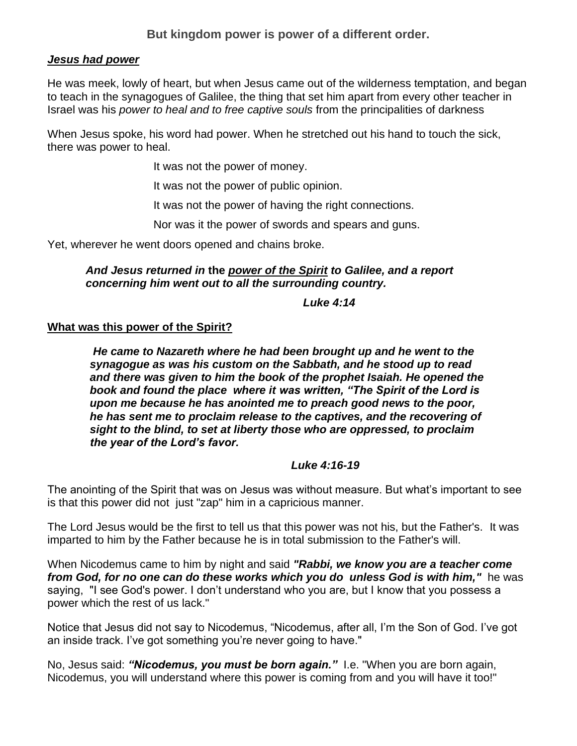**But kingdom power is power of a different order.**

***Jesus had power***

He was meek, lowly of heart, but when Jesus came out of the wilderness temptation, and began to teach in the synagogues of Galilee, the thing that set him apart from every other teacher in Israel was his *power to heal and to free captive souls* from the principalities of darkness

When Jesus spoke, his word had power. When he stretched out his hand to touch the sick, there was power to heal.

It was not the power of money.

It was not the power of public opinion.

It was not the power of having the right connections.

Nor was it the power of swords and spears and guns.

Yet, wherever he went doors opened and chains broke.

> ***And Jesus returned in* the *power of the Spirit* to Galilee, and a report concerning him went out to all the surrounding country.**
>
> ***Luke 4:14***

**What was this power of the Spirit?**

> ***He came to Nazareth where he had been brought up and he went to the synagogue as was his custom on the Sabbath, and he stood up to read and there was given to him the book of the prophet Isaiah. He opened the book and found the place where it was written, "The Spirit of the Lord is upon me because he has anointed me to preach good news to the poor, he has sent me to proclaim release to the captives, and the recovering of sight to the blind, to set at liberty those who are oppressed, to proclaim the year of the Lord's favor.***
>
> ***Luke 4:16-19***

The anointing of the Spirit that was on Jesus was without measure. But what's important to see is that this power did not just "zap" him in a capricious manner.

The Lord Jesus would be the first to tell us that this power was not his, but the Father's. It was imparted to him by the Father because he is in total submission to the Father's will.

When Nicodemus came to him by night and said ***"Rabbi, we know you are a teacher come from God, for no one can do these works which you do unless God is with him,"*** he was saying, "I see God's power. I don't understand who you are, but I know that you possess a power which the rest of us lack."

Notice that Jesus did not say to Nicodemus, "Nicodemus, after all, I'm the Son of God. I've got an inside track. I've got something you're never going to have."

No, Jesus said: ***"Nicodemus, you must be born again."*** I.e. "When you are born again, Nicodemus, you will understand where this power is coming from and you will have it too!"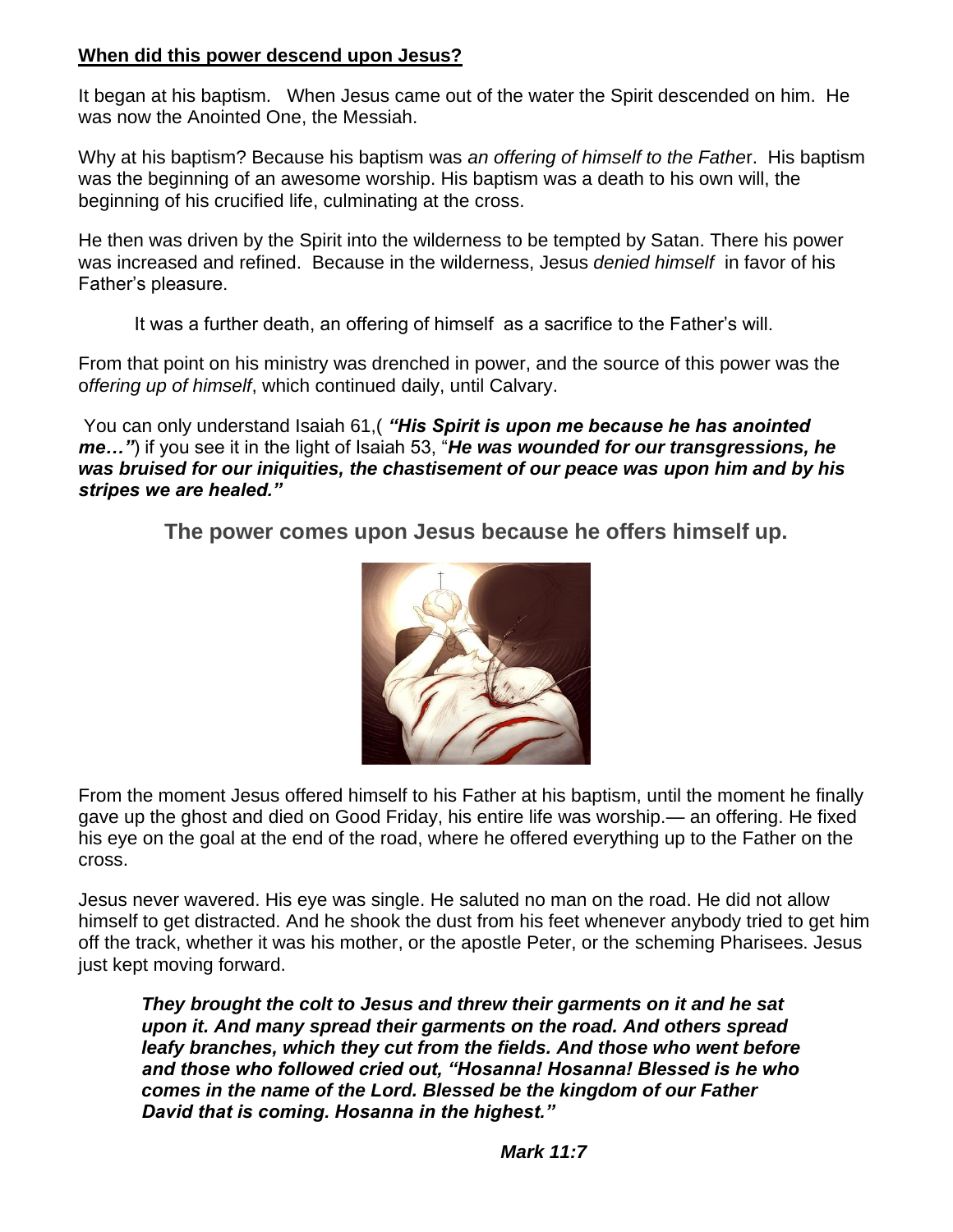**When did this power descend upon Jesus?**

It began at his baptism. When Jesus came out of the water the Spirit descended on him. He was now the Anointed One, the Messiah.

Why at his baptism? Because his baptism was *an offering of himself to the Father*. His baptism was the beginning of an awesome worship. His baptism was a death to his own will, the beginning of his crucified life, culminating at the cross.

He then was driven by the Spirit into the wilderness to be tempted by Satan. There his power was increased and refined. Because in the wilderness, Jesus *denied himself* in favor of his Father's pleasure.

It was a further death, an offering of himself as a sacrifice to the Father's will.

From that point on his ministry was drenched in power, and the source of this power was the o*ffering up of himself*, which continued daily, until Calvary.

You can only understand Isaiah 61,( ***"His Spirit is upon me because he has anointed me…"***) if you see it in the light of Isaiah 53, "***He was wounded for our transgressions, he was bruised for our iniquities, the chastisement of our peace was upon him and by his stripes we are healed."***

**The power comes upon Jesus because he offers himself up.**

From the moment Jesus offered himself to his Father at his baptism, until the moment he finally gave up the ghost and died on Good Friday, his entire life was worship.— an offering. He fixed his eye on the goal at the end of the road, where he offered everything up to the Father on the cross.

Jesus never wavered. His eye was single. He saluted no man on the road. He did not allow himself to get distracted. And he shook the dust from his feet whenever anybody tried to get him off the track, whether it was his mother, or the apostle Peter, or the scheming Pharisees. Jesus just kept moving forward.

> ***They brought the colt to Jesus and threw their garments on it and he sat upon it. And many spread their garments on the road. And others spread leafy branches, which they cut from the fields. And those who went before and those who followed cried out, "Hosanna! Hosanna! Blessed is he who comes in the name of the Lord. Blessed be the kingdom of our Father David that is coming. Hosanna in the highest."***
>
> ***Mark 11:7***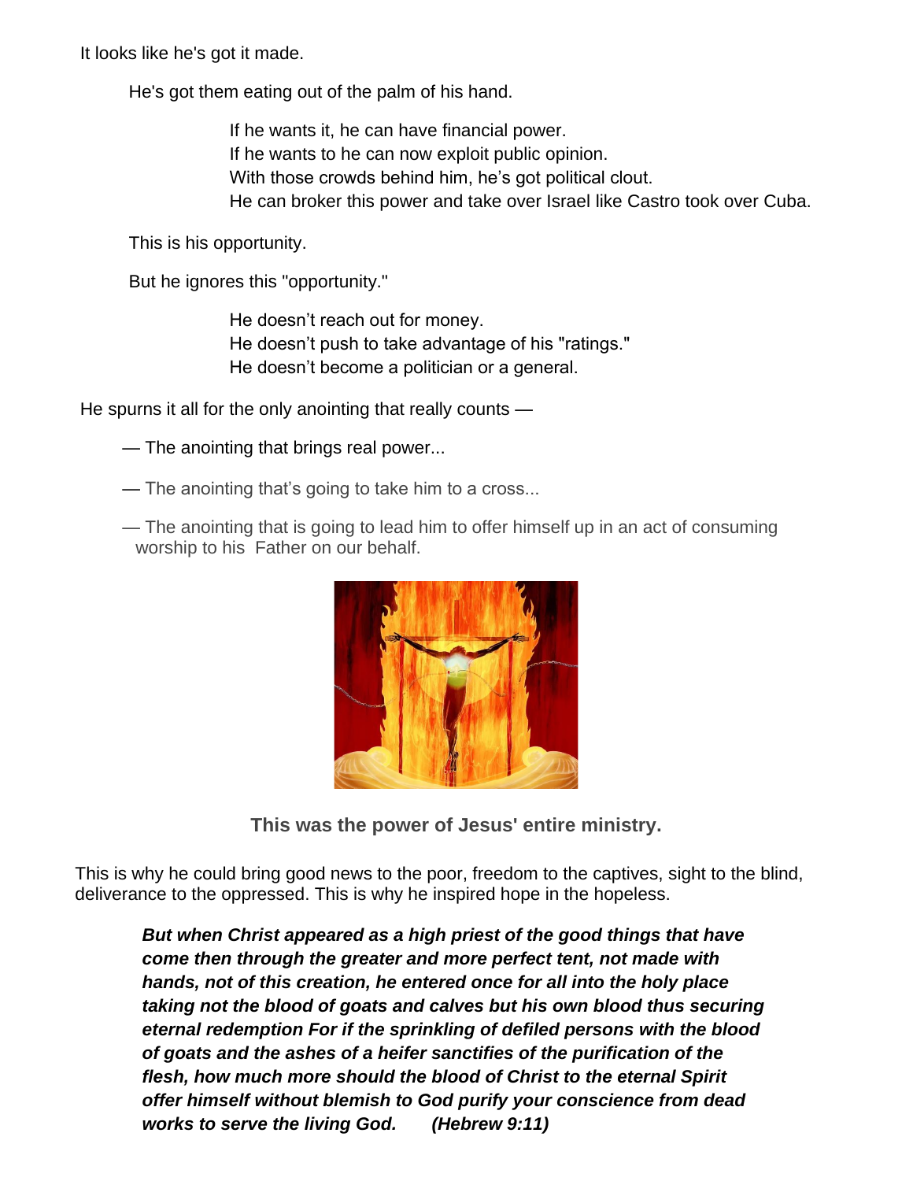It looks like he's got it made.

He's got them eating out of the palm of his hand.

> If he wants it, he can have financial power.
> If he wants to he can now exploit public opinion.
> With those crowds behind him, he's got political clout.
> He can broker this power and take over Israel like Castro took over Cuba.

This is his opportunity.

But he ignores this "opportunity."

> He doesn't reach out for money.
> He doesn't push to take advantage of his "ratings."
> He doesn't become a politician or a general.

He spurns it all for the only anointing that really counts —

— The anointing that brings real power...

— The anointing that's going to take him to a cross...

— The anointing that is going to lead him to offer himself up in an act of consuming worship to his Father on our behalf.

**This was the power of Jesus' entire ministry.**

This is why he could bring good news to the poor, freedom to the captives, sight to the blind, deliverance to the oppressed. This is why he inspired hope in the hopeless.

> ***But when Christ appeared as a high priest of the good things that have come then through the greater and more perfect tent, not made with hands, not of this creation, he entered once for all into the holy place taking not the blood of goats and calves but his own blood thus securing eternal redemption For if the sprinkling of defiled persons with the blood of goats and the ashes of a heifer sanctifies of the purification of the flesh, how much more should the blood of Christ to the eternal Spirit offer himself without blemish to God purify your conscience from dead works to serve the living God. (Hebrew 9:11)***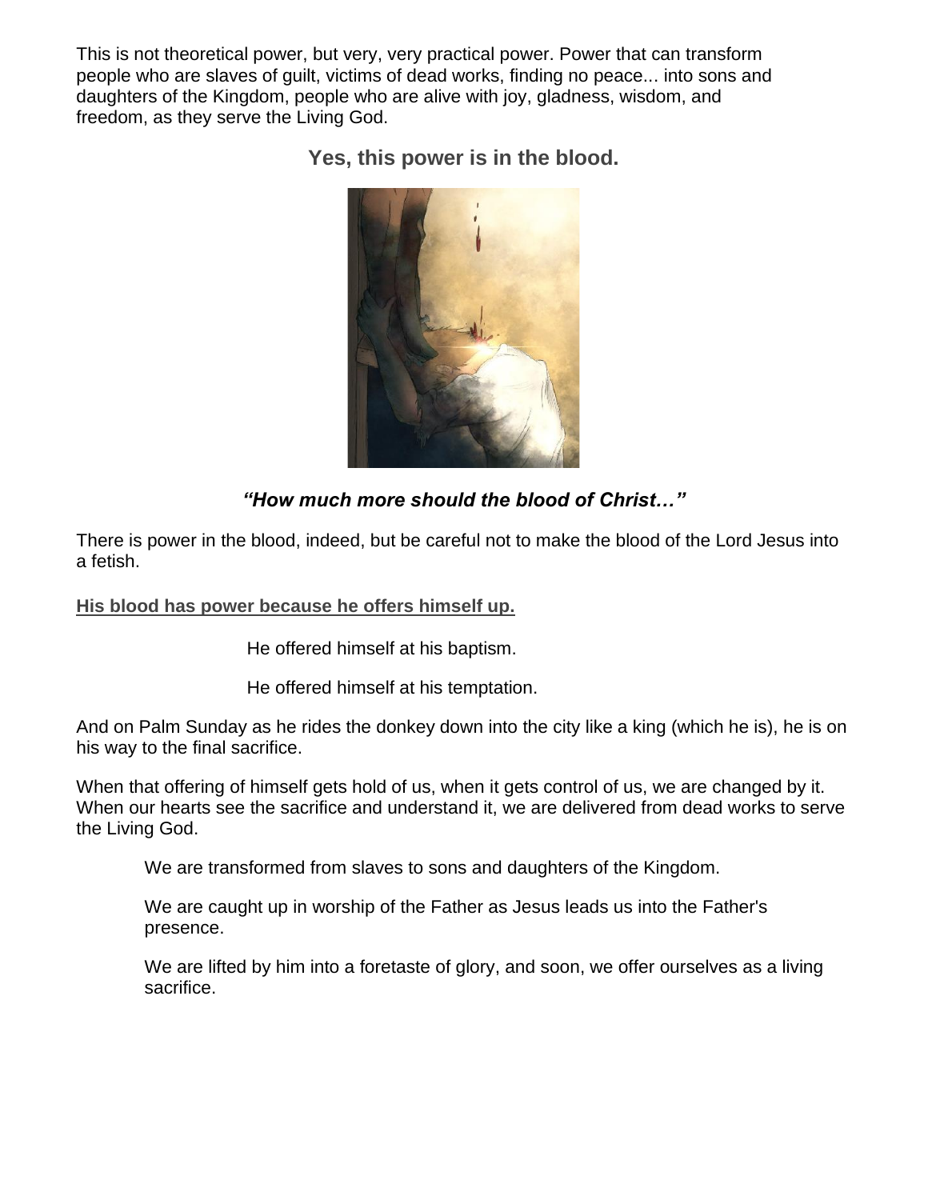This is not theoretical power, but very, very practical power. Power that can transform people who are slaves of guilt, victims of dead works, finding no peace... into sons and daughters of the Kingdom, people who are alive with joy, gladness, wisdom, and freedom, as they serve the Living God.

**Yes, this power is in the blood.**

***"How much more should the blood of Christ…"***

There is power in the blood, indeed, but be careful not to make the blood of the Lord Jesus into a fetish.

**His blood has power because he offers himself up.**

He offered himself at his baptism.

He offered himself at his temptation.

And on Palm Sunday as he rides the donkey down into the city like a king (which he is), he is on his way to the final sacrifice.

When that offering of himself gets hold of us, when it gets control of us, we are changed by it. When our hearts see the sacrifice and understand it, we are delivered from dead works to serve the Living God.

We are transformed from slaves to sons and daughters of the Kingdom.

We are caught up in worship of the Father as Jesus leads us into the Father's presence.

We are lifted by him into a foretaste of glory, and soon, we offer ourselves as a living sacrifice.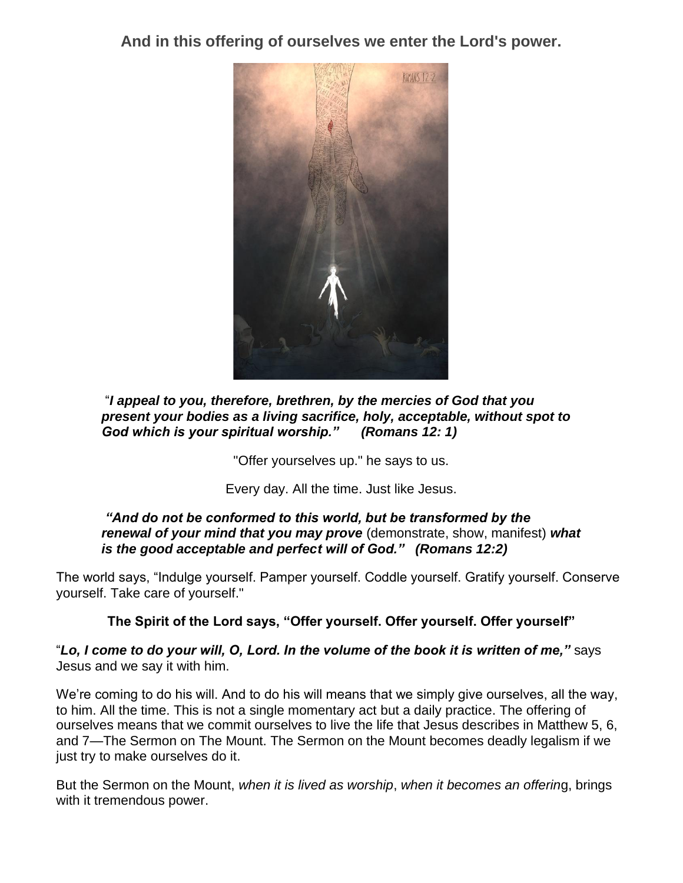## And in this offering of ourselves we enter the Lord's power.

"***I appeal to you, therefore, brethren, by the mercies of God that you present your bodies as a living sacrifice, holy, acceptable, without spot to God which is your spiritual worship."      (Romans 12: 1)***

"Offer yourselves up." he says to us.

Every day. All the time. Just like Jesus.

***"And do not be conformed to this world, but be transformed by the renewal of your mind that you may prove*** (demonstrate, show, manifest) ***what is the good acceptable and perfect will of God."   (Romans 12:2)***

The world says, "Indulge yourself. Pamper yourself. Coddle yourself. Gratify yourself. Conserve yourself. Take care of yourself."

**The Spirit of the Lord says, "Offer yourself. Offer yourself. Offer yourself"**

"***Lo, I come to do your will, O, Lord. In the volume of the book it is written of me,"*** says Jesus and we say it with him.

We're coming to do his will. And to do his will means that we simply give ourselves, all the way, to him. All the time. This is not a single momentary act but a daily practice. The offering of ourselves means that we commit ourselves to live the life that Jesus describes in Matthew 5, 6, and 7—The Sermon on The Mount. The Sermon on the Mount becomes deadly legalism if we just try to make ourselves do it.

But the Sermon on the Mount, *when it is lived as worship*, *when it becomes an offering*, brings with it tremendous power.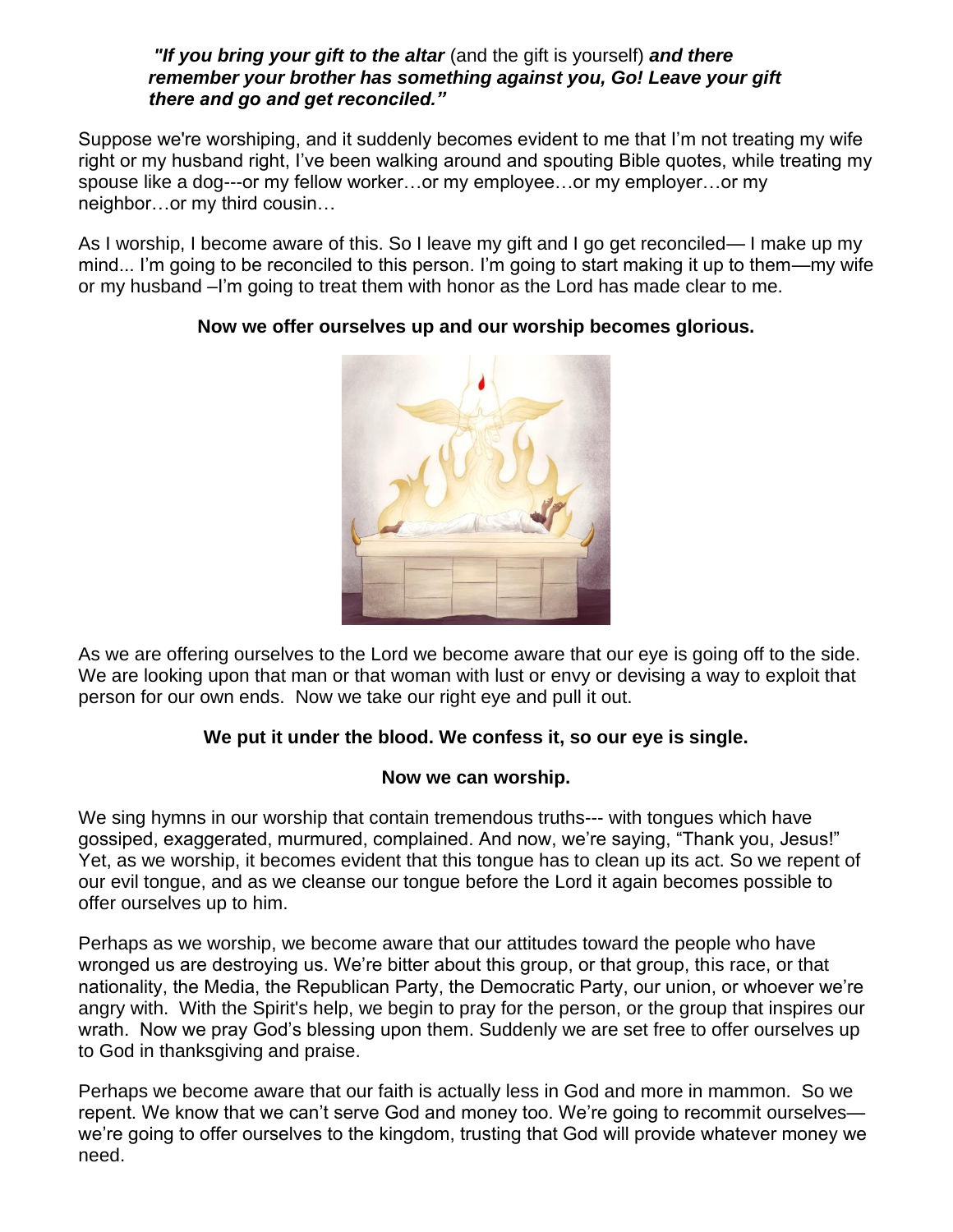> ***"If you bring your gift to the altar*** (and the gift is yourself) ***and there remember your brother has something against you, Go! Leave your gift there and go and get reconciled."***

Suppose we're worshiping, and it suddenly becomes evident to me that I'm not treating my wife right or my husband right, I've been walking around and spouting Bible quotes, while treating my spouse like a dog---or my fellow worker…or my employee…or my employer…or my neighbor…or my third cousin…

As I worship, I become aware of this. So I leave my gift and I go get reconciled— I make up my mind... I'm going to be reconciled to this person. I'm going to start making it up to them—my wife or my husband –I'm going to treat them with honor as the Lord has made clear to me.

**Now we offer ourselves up and our worship becomes glorious.**

As we are offering ourselves to the Lord we become aware that our eye is going off to the side. We are looking upon that man or that woman with lust or envy or devising a way to exploit that person for our own ends. Now we take our right eye and pull it out.

**We put it under the blood. We confess it, so our eye is single.**

**Now we can worship.**

We sing hymns in our worship that contain tremendous truths--- with tongues which have gossiped, exaggerated, murmured, complained. And now, we're saying, "Thank you, Jesus!" Yet, as we worship, it becomes evident that this tongue has to clean up its act. So we repent of our evil tongue, and as we cleanse our tongue before the Lord it again becomes possible to offer ourselves up to him.

Perhaps as we worship, we become aware that our attitudes toward the people who have wronged us are destroying us. We're bitter about this group, or that group, this race, or that nationality, the Media, the Republican Party, the Democratic Party, our union, or whoever we're angry with. With the Spirit's help, we begin to pray for the person, or the group that inspires our wrath. Now we pray God's blessing upon them. Suddenly we are set free to offer ourselves up to God in thanksgiving and praise.

Perhaps we become aware that our faith is actually less in God and more in mammon. So we repent. We know that we can't serve God and money too. We're going to recommit ourselves—we're going to offer ourselves to the kingdom, trusting that God will provide whatever money we need.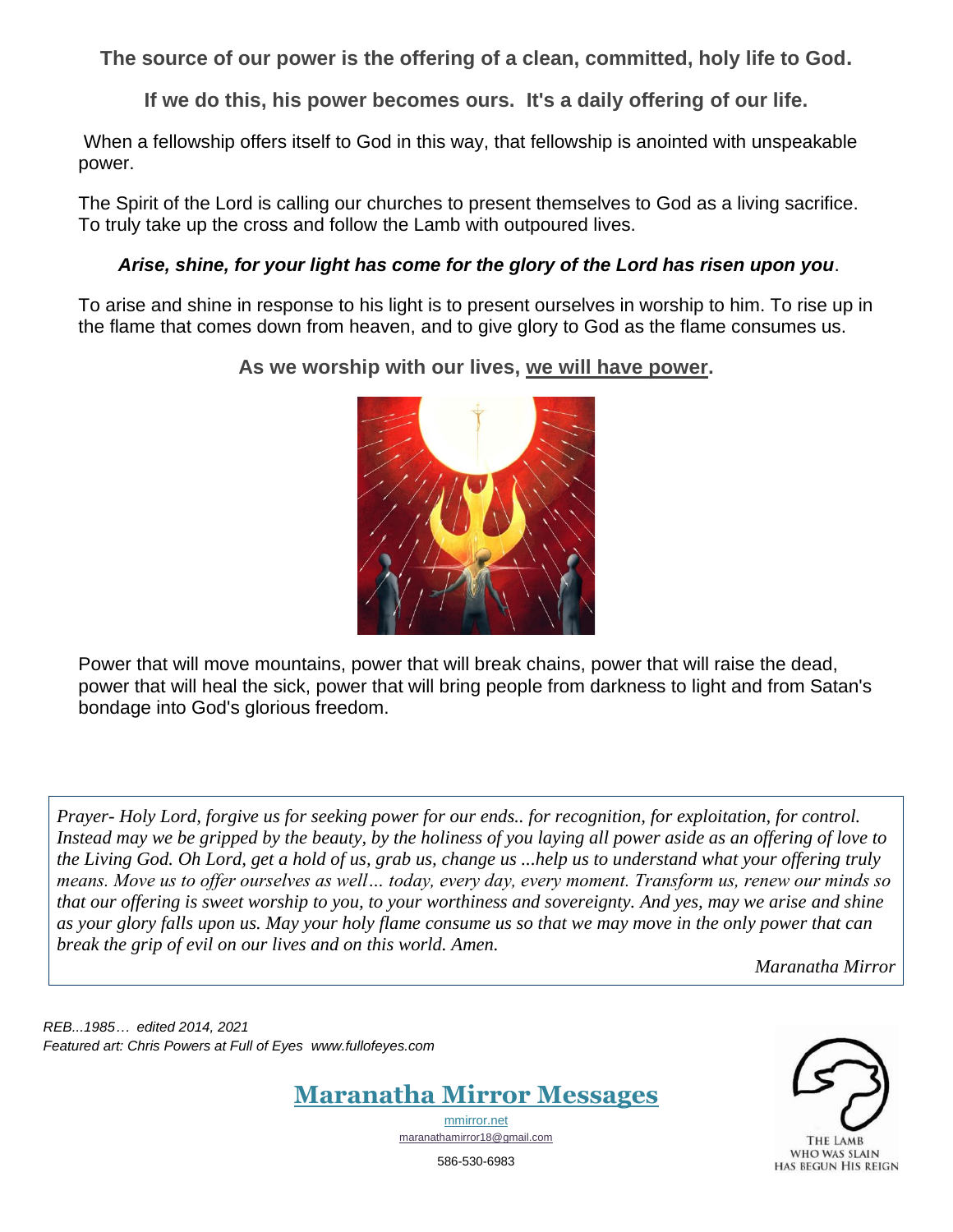**The source of our power is the offering of a clean, committed, holy life to God.**

**If we do this, his power becomes ours. It's a daily offering of our life.**

When a fellowship offers itself to God in this way, that fellowship is anointed with unspeakable power.

The Spirit of the Lord is calling our churches to present themselves to God as a living sacrifice. To truly take up the cross and follow the Lamb with outpoured lives.

***Arise, shine, for your light has come for the glory of the Lord has risen upon you***.

To arise and shine in response to his light is to present ourselves in worship to him. To rise up in the flame that comes down from heaven, and to give glory to God as the flame consumes us.

**As we worship with our lives, <u>we will have power</u>.**

Power that will move mountains, power that will break chains, power that will raise the dead, power that will heal the sick, power that will bring people from darkness to light and from Satan's bondage into God's glorious freedom.

*Prayer- Holy Lord, forgive us for seeking power for our ends.. for recognition, for exploitation, for control. Instead may we be gripped by the beauty, by the holiness of you laying all power aside as an offering of love to the Living God. Oh Lord, get a hold of us, grab us, change us ...help us to understand what your offering truly means. Move us to offer ourselves as well… today, every day, every moment. Transform us, renew our minds so that our offering is sweet worship to you, to your worthiness and sovereignty. And yes, may we arise and shine as your glory falls upon us. May your holy flame consume us so that we may move in the only power that can break the grip of evil on our lives and on this world. Amen.*

*Maranatha Mirror*

*REB...1985… edited 2014, 2021*
*Featured art: Chris Powers at Full of Eyes www.fullofeyes.com*

**Maranatha Mirror Messages**

mmirror.net
maranathamirror18@gmail.com

586-530-6983

THE LAMB WHO WAS SLAIN HAS BEGUN HIS REIGN